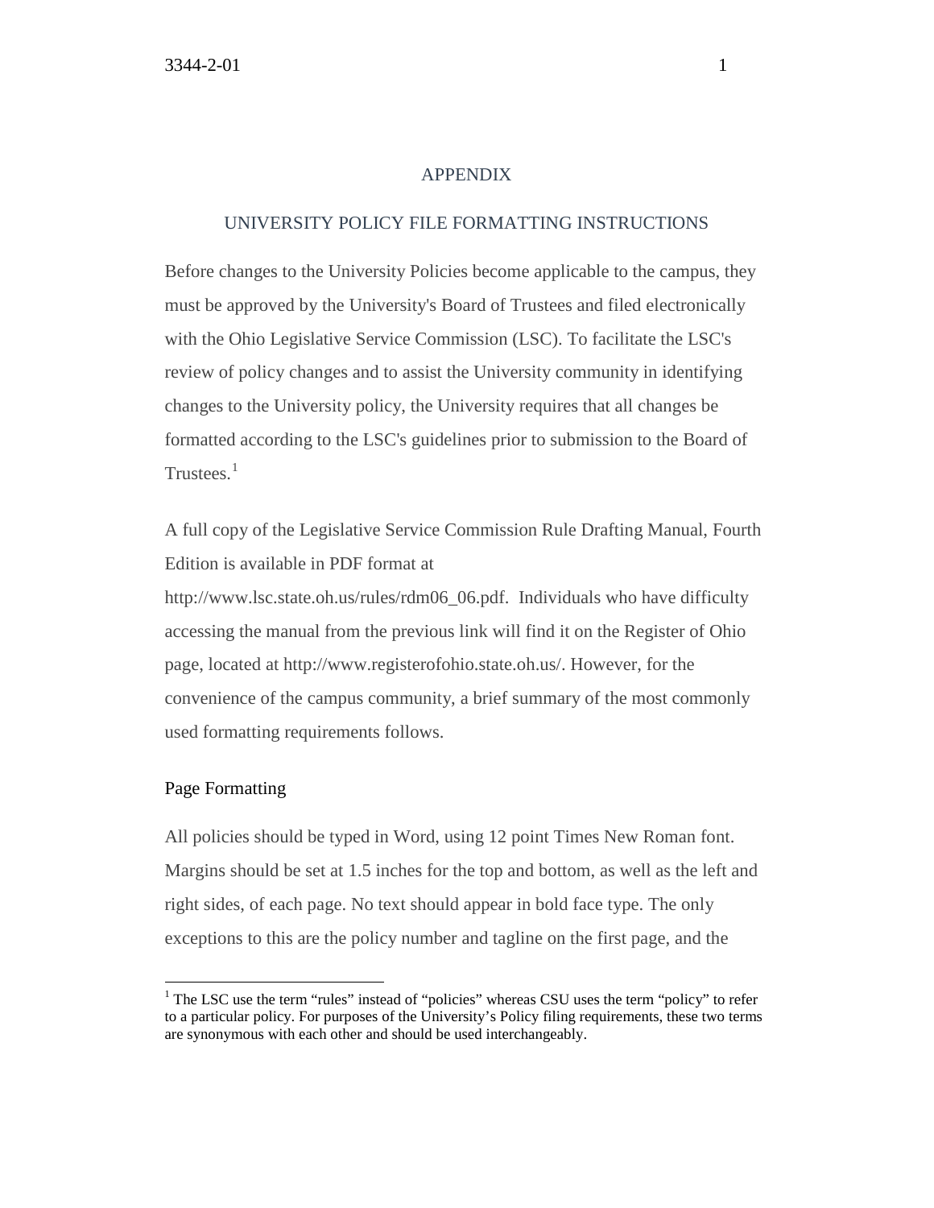# APPENDIX

## UNIVERSITY POLICY FILE FORMATTING INSTRUCTIONS

Before changes to the University Policies become applicable to the campus, they must be approved by the University's Board of Trustees and filed electronically with the Ohio Legislative Service Commission (LSC). To facilitate the LSC's review of policy changes and to assist the University community in identifying changes to the University policy, the University requires that all changes be formatted according to the LSC's guidelines prior to submission to the Board of Trustees.[1]

A full copy of the Legislative Service Commission Rule Drafting Manual, Fourth Edition is available in PDF format at http://www.lsc.state.oh.us/rules/rdm06_06.pdf. Individuals who have difficulty accessing the manual from the previous link will find it on the Register of Ohio page, located at http://www.registerofohio.state.oh.us/. However, for the convenience of the campus community, a brief summary of the most commonly used formatting requirements follows.

### Page Formatting

All policies should be typed in Word, using 12 point Times New Roman font. Margins should be set at 1.5 inches for the top and bottom, as well as the left and right sides, of each page. No text should appear in bold face type. The only exceptions to this are the policy number and tagline on the first page, and the

---

[1] The LSC use the term "rules" instead of "policies" whereas CSU uses the term "policy" to refer to a particular policy. For purposes of the University's Policy filing requirements, these two terms are synonymous with each other and should be used interchangeably.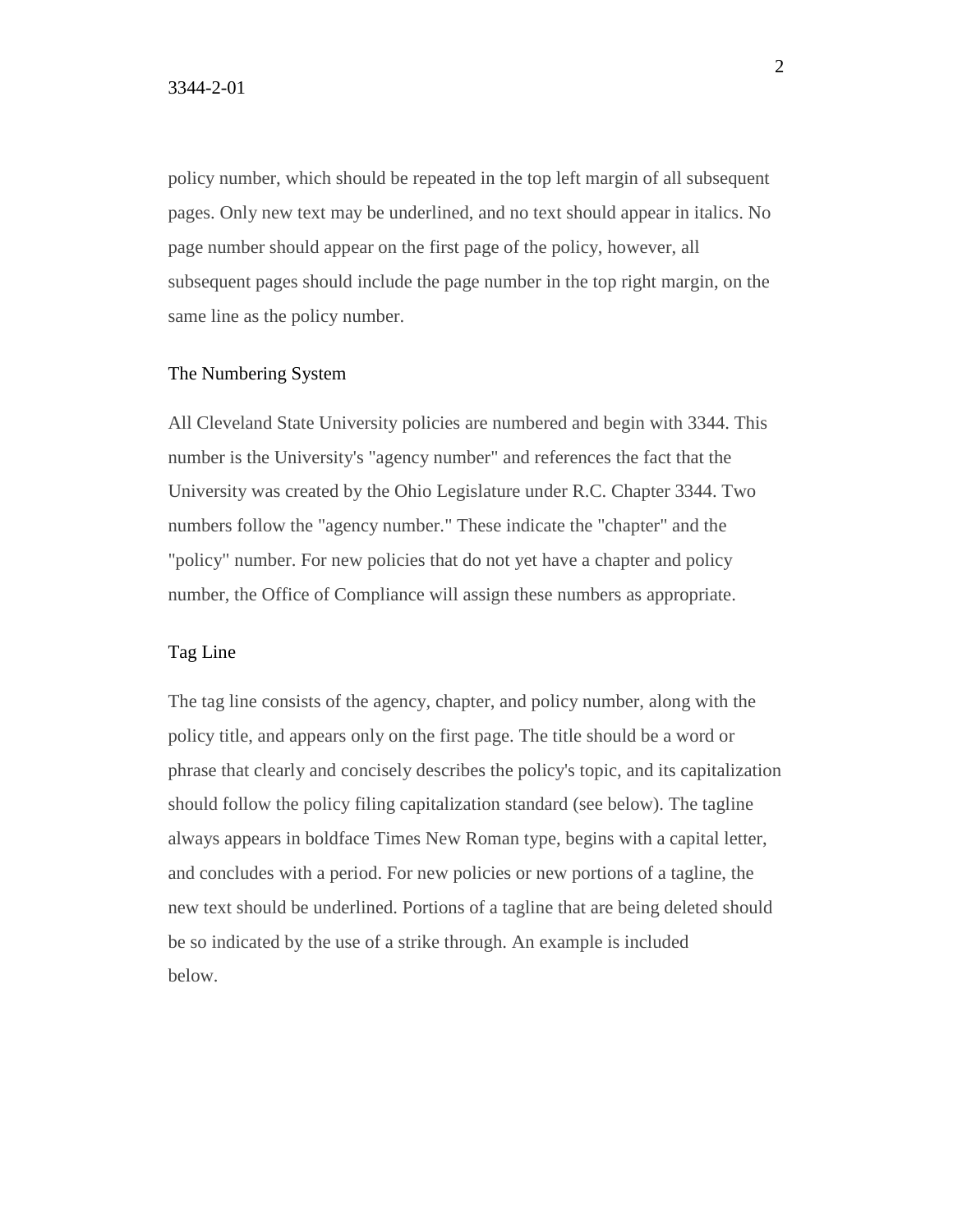policy number, which should be repeated in the top left margin of all subsequent pages. Only new text may be underlined, and no text should appear in italics. No page number should appear on the first page of the policy, however, all subsequent pages should include the page number in the top right margin, on the same line as the policy number.

## The Numbering System

All Cleveland State University policies are numbered and begin with 3344. This number is the University's "agency number" and references the fact that the University was created by the Ohio Legislature under R.C. Chapter 3344. Two numbers follow the "agency number." These indicate the "chapter" and the "policy" number. For new policies that do not yet have a chapter and policy number, the Office of Compliance will assign these numbers as appropriate.

## Tag Line

The tag line consists of the agency, chapter, and policy number, along with the policy title, and appears only on the first page. The title should be a word or phrase that clearly and concisely describes the policy's topic, and its capitalization should follow the policy filing capitalization standard (see below). The tagline always appears in boldface Times New Roman type, begins with a capital letter, and concludes with a period. For new policies or new portions of a tagline, the new text should be underlined. Portions of a tagline that are being deleted should be so indicated by the use of a strike through. An example is included below.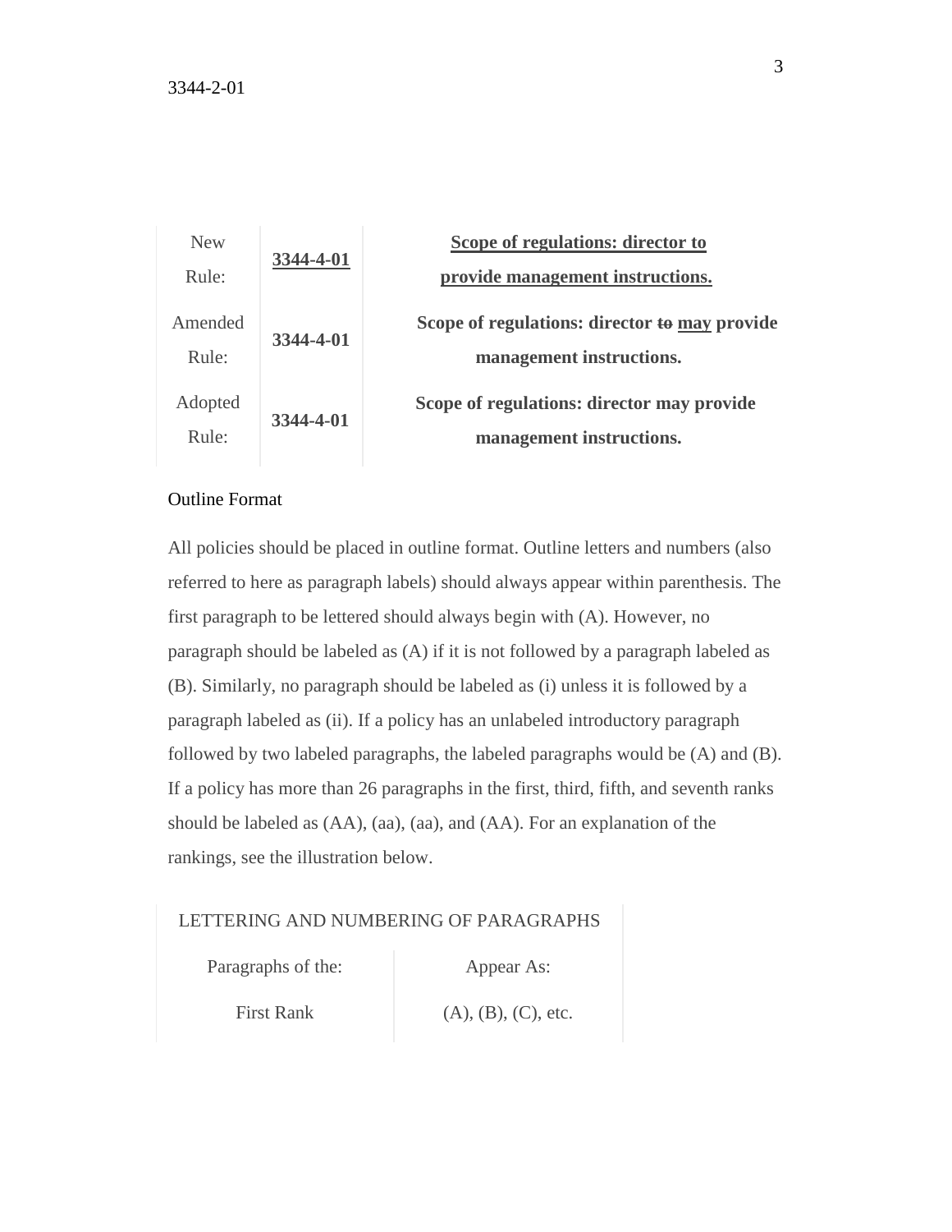| | | |
|---|---|---|
| New Rule: | <u>**3344-4-01**</u> | <u>**Scope of regulations: director to provide management instructions.**</u> |
| Amended Rule: | **3344-4-01** | **Scope of regulations: director ~~to~~ <u>may</u> provide management instructions.** |
| Adopted Rule: | **3344-4-01** | **Scope of regulations: director may provide management instructions.** |

Outline Format

All policies should be placed in outline format. Outline letters and numbers (also referred to here as paragraph labels) should always appear within parenthesis. The first paragraph to be lettered should always begin with (A). However, no paragraph should be labeled as (A) if it is not followed by a paragraph labeled as (B). Similarly, no paragraph should be labeled as (i) unless it is followed by a paragraph labeled as (ii). If a policy has an unlabeled introductory paragraph followed by two labeled paragraphs, the labeled paragraphs would be (A) and (B). If a policy has more than 26 paragraphs in the first, third, fifth, and seventh ranks should be labeled as (AA), (aa), (aa), and (AA). For an explanation of the rankings, see the illustration below.

| LETTERING AND NUMBERING OF PARAGRAPHS | |
|---|---|
| Paragraphs of the: | Appear As: |
| First Rank | (A), (B), (C), etc. |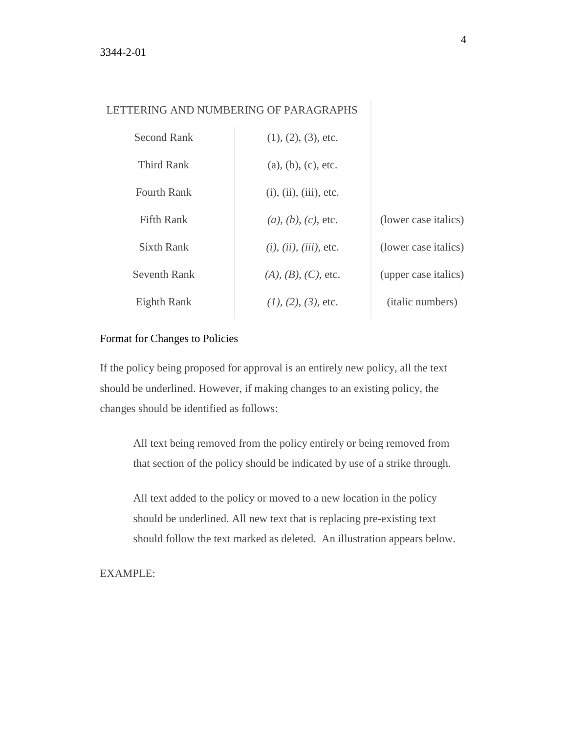| LETTERING AND NUMBERING OF PARAGRAPHS | | |
| --- | --- | --- |
| Second Rank | (1), (2), (3), etc. | |
| Third Rank | (a), (b), (c), etc. | |
| Fourth Rank | (i), (ii), (iii), etc. | |
| Fifth Rank | *(a), (b), (c),* etc. | (lower case italics) |
| Sixth Rank | *(i), (ii), (iii),* etc. | (lower case italics) |
| Seventh Rank | *(A), (B), (C),* etc. | (upper case italics) |
| Eighth Rank | *(1), (2), (3),* etc. | (italic numbers) |

Format for Changes to Policies

If the policy being proposed for approval is an entirely new policy, all the text should be underlined. However, if making changes to an existing policy, the changes should be identified as follows:

> All text being removed from the policy entirely or being removed from that section of the policy should be indicated by use of a strike through.
>
> All text added to the policy or moved to a new location in the policy should be underlined. All new text that is replacing pre-existing text should follow the text marked as deleted. An illustration appears below.

EXAMPLE: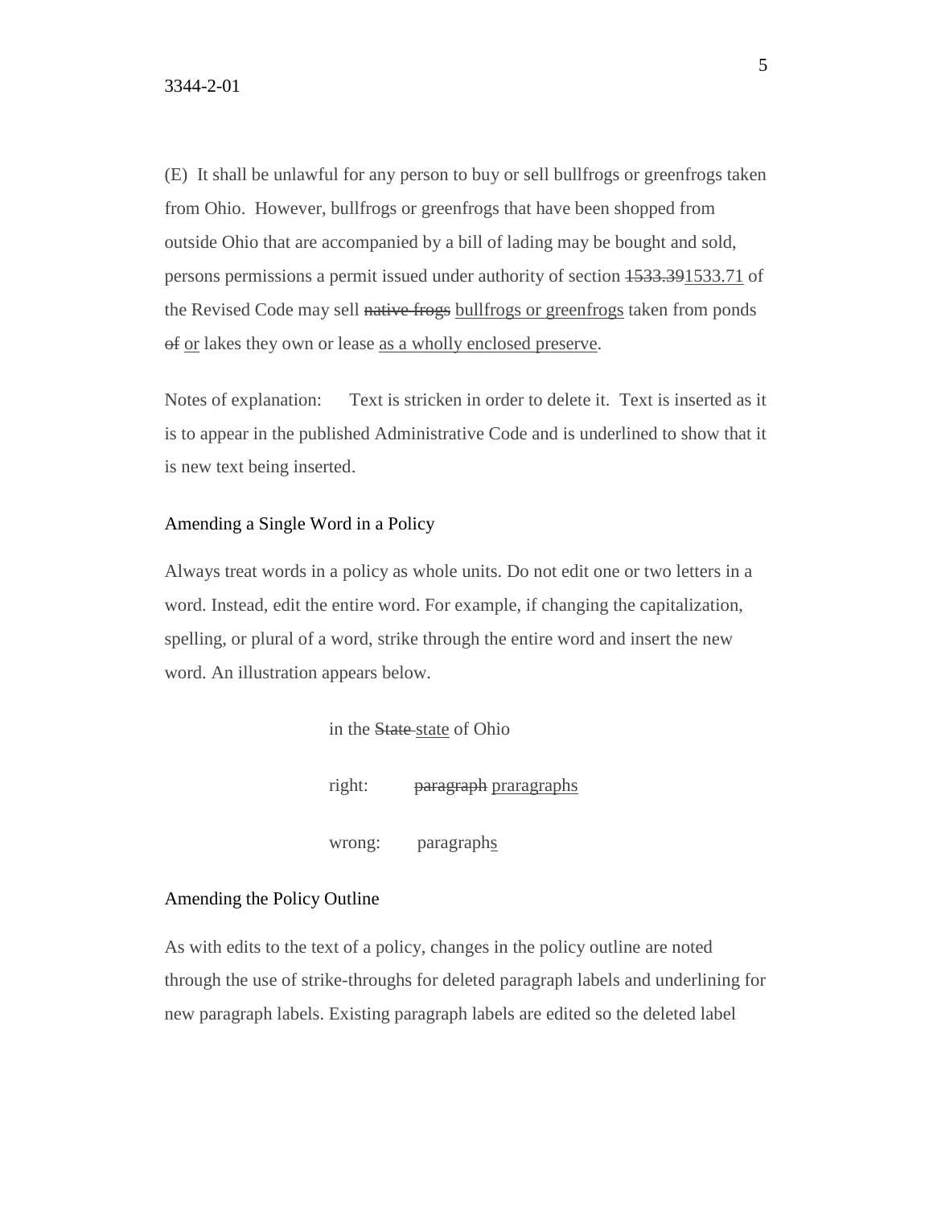3344-2-01

(E) It shall be unlawful for any person to buy or sell bullfrogs or greenfrogs taken from Ohio. However, bullfrogs or greenfrogs that have been shopped from outside Ohio that are accompanied by a bill of lading may be bought and sold, persons permissions a permit issued under authority of section ~~1533.39~~<u>1533.71</u> of the Revised Code may sell ~~native frogs~~ <u>bullfrogs or greenfrogs</u> taken from ponds ~~of~~ <u>or</u> lakes they own or lease <u>as a wholly enclosed preserve</u>.

Notes of explanation: Text is stricken in order to delete it. Text is inserted as it is to appear in the published Administrative Code and is underlined to show that it is new text being inserted.

## Amending a Single Word in a Policy

Always treat words in a policy as whole units. Do not edit one or two letters in a word. Instead, edit the entire word. For example, if changing the capitalization, spelling, or plural of a word, strike through the entire word and insert the new word. An illustration appears below.

in the ~~State~~ <u>state</u> of Ohio

right: ~~paragraph~~ <u>praragraphs</u>

wrong: paragraph<u>s</u>

## Amending the Policy Outline

As with edits to the text of a policy, changes in the policy outline are noted through the use of strike-throughs for deleted paragraph labels and underlining for new paragraph labels. Existing paragraph labels are edited so the deleted label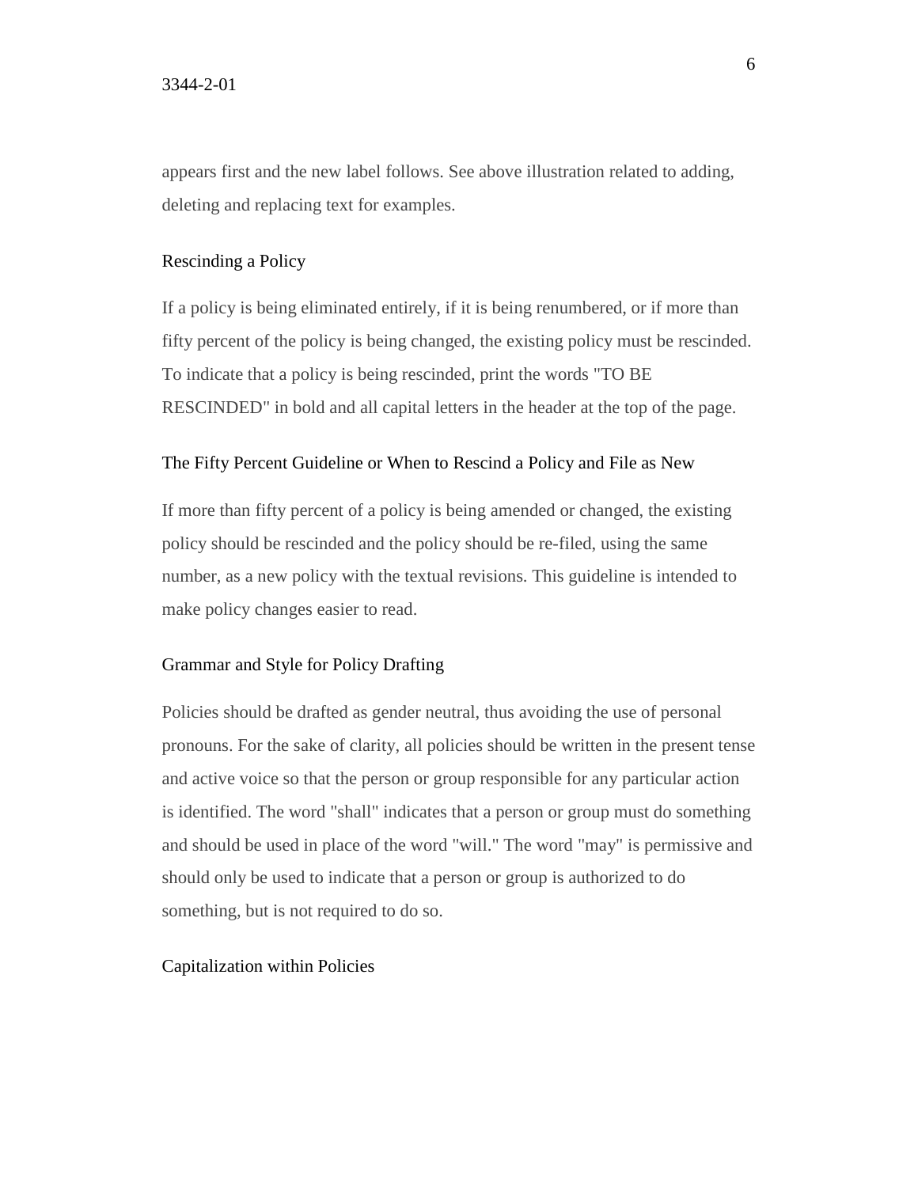appears first and the new label follows. See above illustration related to adding, deleting and replacing text for examples.

## Rescinding a Policy

If a policy is being eliminated entirely, if it is being renumbered, or if more than fifty percent of the policy is being changed, the existing policy must be rescinded. To indicate that a policy is being rescinded, print the words "TO BE RESCINDED" in bold and all capital letters in the header at the top of the page.

## The Fifty Percent Guideline or When to Rescind a Policy and File as New

If more than fifty percent of a policy is being amended or changed, the existing policy should be rescinded and the policy should be re-filed, using the same number, as a new policy with the textual revisions. This guideline is intended to make policy changes easier to read.

## Grammar and Style for Policy Drafting

Policies should be drafted as gender neutral, thus avoiding the use of personal pronouns. For the sake of clarity, all policies should be written in the present tense and active voice so that the person or group responsible for any particular action is identified. The word "shall" indicates that a person or group must do something and should be used in place of the word "will." The word "may" is permissive and should only be used to indicate that a person or group is authorized to do something, but is not required to do so.

## Capitalization within Policies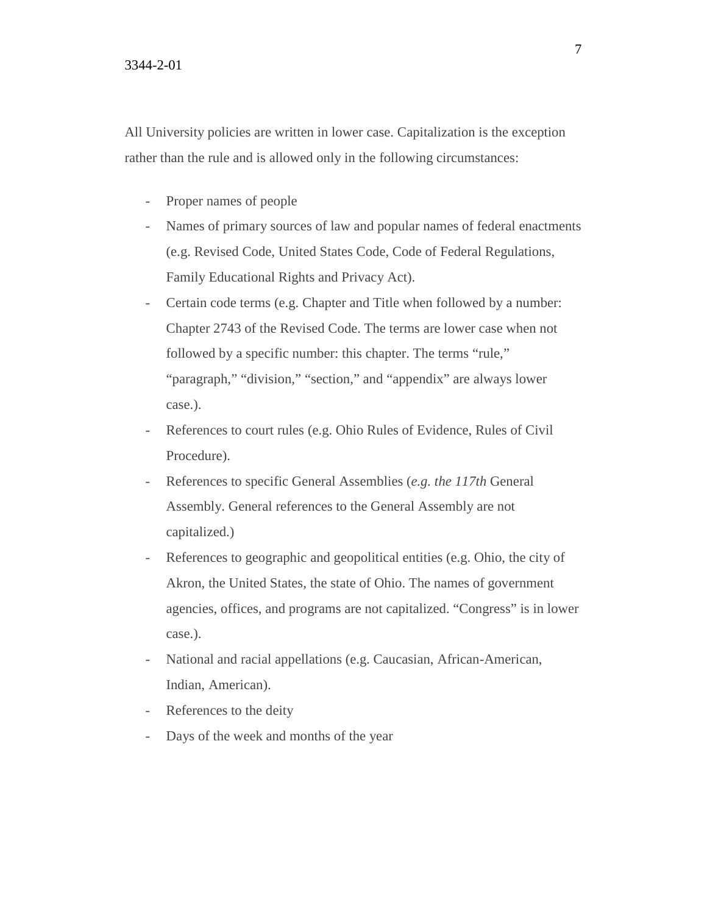All University policies are written in lower case. Capitalization is the exception rather than the rule and is allowed only in the following circumstances:

- Proper names of people
- Names of primary sources of law and popular names of federal enactments (e.g. Revised Code, United States Code, Code of Federal Regulations, Family Educational Rights and Privacy Act).
- Certain code terms (e.g. Chapter and Title when followed by a number: Chapter 2743 of the Revised Code. The terms are lower case when not followed by a specific number: this chapter. The terms "rule," "paragraph," "division," "section," and "appendix" are always lower case.).
- References to court rules (e.g. Ohio Rules of Evidence, Rules of Civil Procedure).
- References to specific General Assemblies (*e.g. the 117th* General Assembly. General references to the General Assembly are not capitalized.)
- References to geographic and geopolitical entities (e.g. Ohio, the city of Akron, the United States, the state of Ohio. The names of government agencies, offices, and programs are not capitalized. "Congress" is in lower case.).
- National and racial appellations (e.g. Caucasian, African-American, Indian, American).
- References to the deity
- Days of the week and months of the year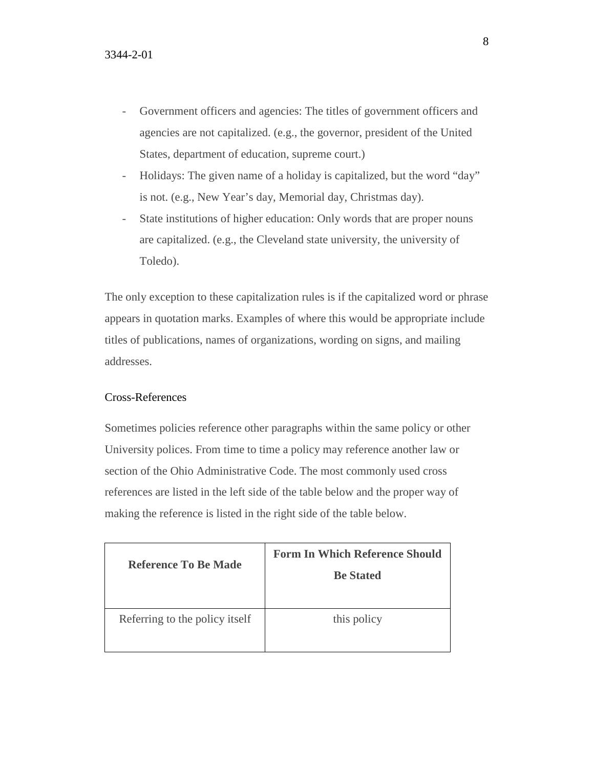- Government officers and agencies: The titles of government officers and agencies are not capitalized. (e.g., the governor, president of the United States, department of education, supreme court.)
- Holidays: The given name of a holiday is capitalized, but the word "day" is not. (e.g., New Year's day, Memorial day, Christmas day).
- State institutions of higher education: Only words that are proper nouns are capitalized. (e.g., the Cleveland state university, the university of Toledo).

The only exception to these capitalization rules is if the capitalized word or phrase appears in quotation marks. Examples of where this would be appropriate include titles of publications, names of organizations, wording on signs, and mailing addresses.

## Cross-References

Sometimes policies reference other paragraphs within the same policy or other University polices. From time to time a policy may reference another law or section of the Ohio Administrative Code. The most commonly used cross references are listed in the left side of the table below and the proper way of making the reference is listed in the right side of the table below.

| **Reference To Be Made** | **Form In Which Reference Should Be Stated** |
| --- | --- |
| Referring to the policy itself | this policy |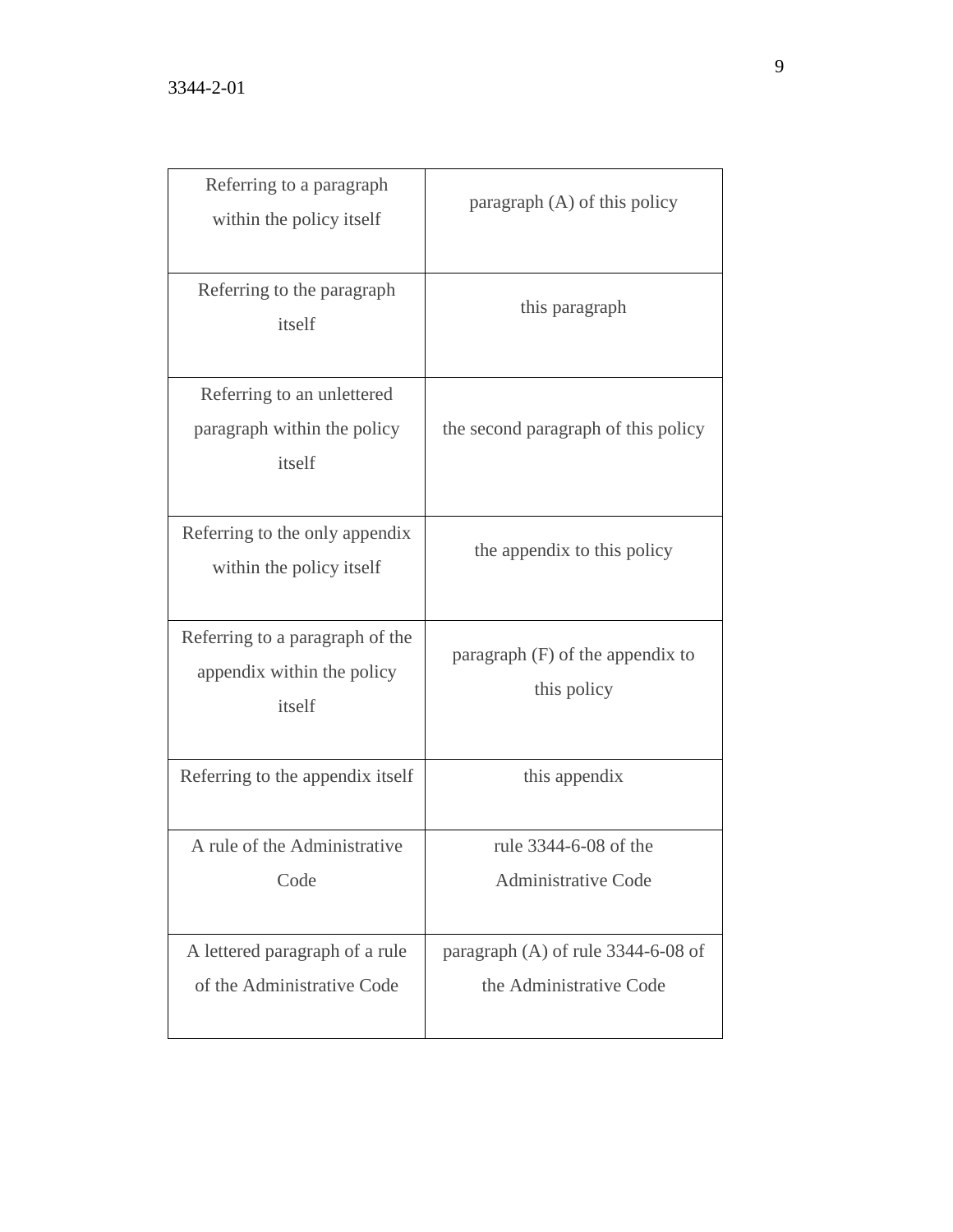| Referring to a paragraph within the policy itself | paragraph (A) of this policy |
|---|---|
| Referring to the paragraph itself | this paragraph |
| Referring to an unlettered paragraph within the policy itself | the second paragraph of this policy |
| Referring to the only appendix within the policy itself | the appendix to this policy |
| Referring to a paragraph of the appendix within the policy itself | paragraph (F) of the appendix to this policy |
| Referring to the appendix itself | this appendix |
| A rule of the Administrative Code | rule 3344-6-08 of the Administrative Code |
| A lettered paragraph of a rule of the Administrative Code | paragraph (A) of rule 3344-6-08 of the Administrative Code |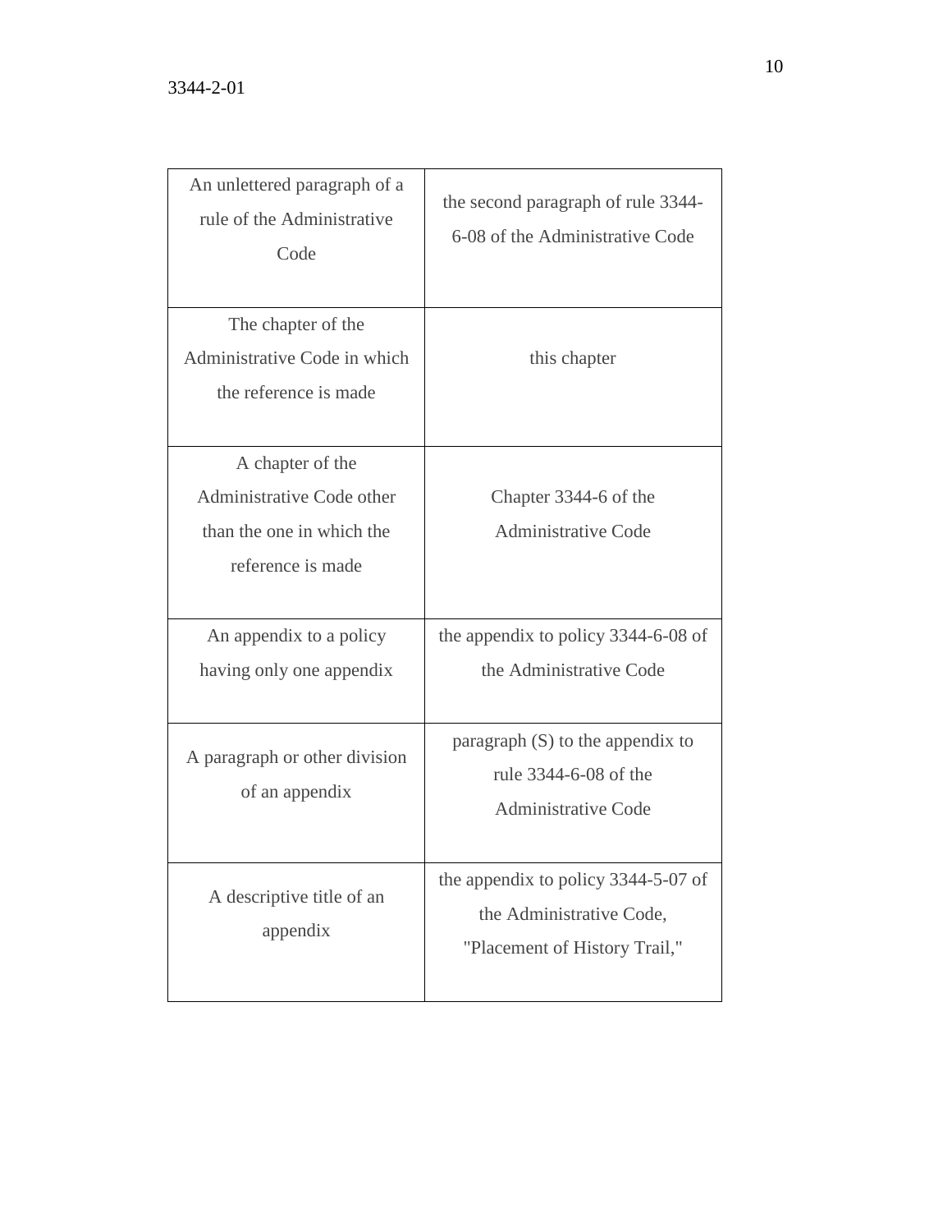| | |
|---|---|
| An unlettered paragraph of a rule of the Administrative Code | the second paragraph of rule 3344-6-08 of the Administrative Code |
| The chapter of the Administrative Code in which the reference is made | this chapter |
| A chapter of the Administrative Code other than the one in which the reference is made | Chapter 3344-6 of the Administrative Code |
| An appendix to a policy having only one appendix | the appendix to policy 3344-6-08 of the Administrative Code |
| A paragraph or other division of an appendix | paragraph (S) to the appendix to rule 3344-6-08 of the Administrative Code |
| A descriptive title of an appendix | the appendix to policy 3344-5-07 of the Administrative Code, "Placement of History Trail," |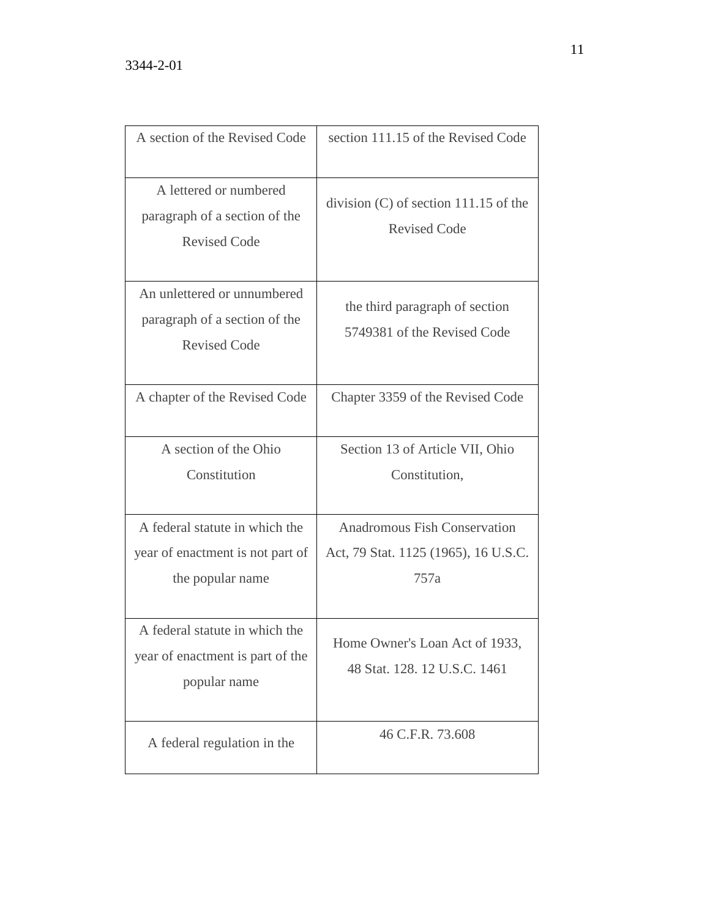| | |
|---|---|
| A section of the Revised Code | section 111.15 of the Revised Code |
| A lettered or numbered paragraph of a section of the Revised Code | division (C) of section 111.15 of the Revised Code |
| An unlettered or unnumbered paragraph of a section of the Revised Code | the third paragraph of section 5749381 of the Revised Code |
| A chapter of the Revised Code | Chapter 3359 of the Revised Code |
| A section of the Ohio Constitution | Section 13 of Article VII, Ohio Constitution, |
| A federal statute in which the year of enactment is not part of the popular name | Anadromous Fish Conservation Act, 79 Stat. 1125 (1965), 16 U.S.C. 757a |
| A federal statute in which the year of enactment is part of the popular name | Home Owner's Loan Act of 1933, 48 Stat. 128. 12 U.S.C. 1461 |
| A federal regulation in the | 46 C.F.R. 73.608 |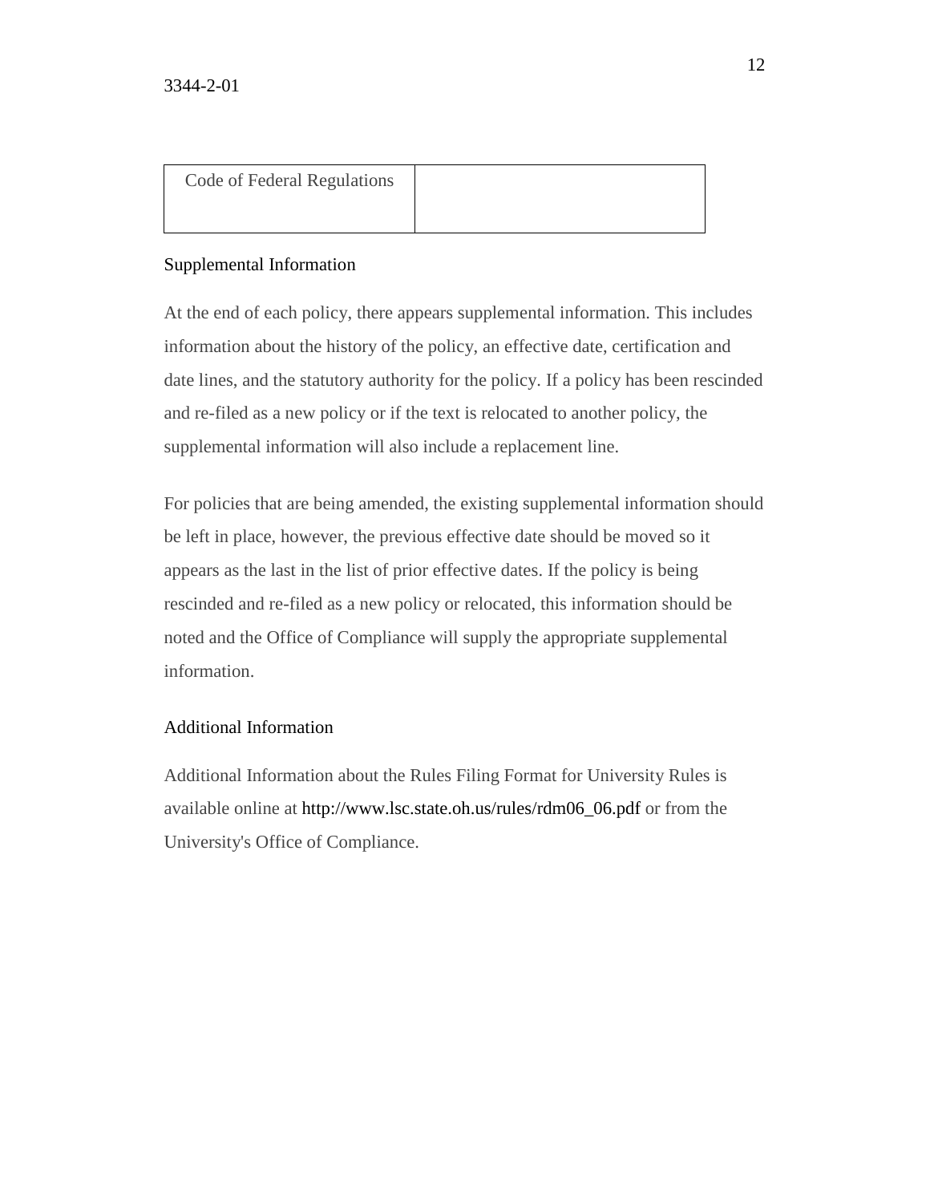| | |
|---|---|
| Code of Federal Regulations | |

## Supplemental Information

At the end of each policy, there appears supplemental information. This includes information about the history of the policy, an effective date, certification and date lines, and the statutory authority for the policy. If a policy has been rescinded and re-filed as a new policy or if the text is relocated to another policy, the supplemental information will also include a replacement line.

For policies that are being amended, the existing supplemental information should be left in place, however, the previous effective date should be moved so it appears as the last in the list of prior effective dates. If the policy is being rescinded and re-filed as a new policy or relocated, this information should be noted and the Office of Compliance will supply the appropriate supplemental information.

## Additional Information

Additional Information about the Rules Filing Format for University Rules is available online at http://www.lsc.state.oh.us/rules/rdm06_06.pdf or from the University's Office of Compliance.